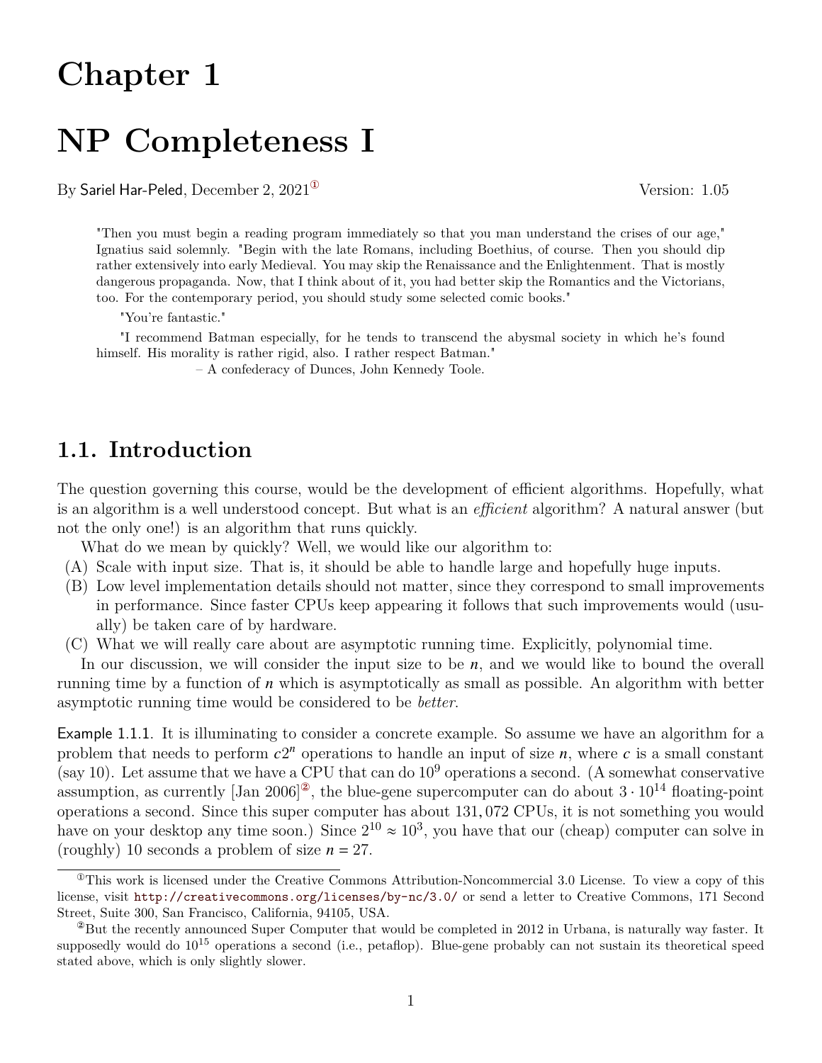# Chapter 1

# NP Completeness I

By Sariel Har-Peled, December 2, 2021[1] Version: 1.05

> "Then you must begin a reading program immediately so that you man understand the crises of our age," Ignatius said solemnly. "Begin with the late Romans, including Boethius, of course. Then you should dip rather extensively into early Medieval. You may skip the Renaissance and the Enlightenment. That is mostly dangerous propaganda. Now, that I think about of it, you had better skip the Romantics and the Victorians, too. For the contemporary period, you should study some selected comic books."
>
> "You're fantastic."
>
> "I recommend Batman especially, for he tends to transcend the abysmal society in which he's found himself. His morality is rather rigid, also. I rather respect Batman."
>
> – A confederacy of Dunces, John Kennedy Toole.

## 1.1. Introduction

The question governing this course, would be the development of efficient algorithms. Hopefully, what is an algorithm is a well understood concept. But what is an *efficient* algorithm? A natural answer (but not the only one!) is an algorithm that runs quickly.

What do we mean by quickly? Well, we would like our algorithm to:

(A) Scale with input size. That is, it should be able to handle large and hopefully huge inputs.

(B) Low level implementation details should not matter, since they correspond to small improvements in performance. Since faster CPUs keep appearing it follows that such improvements would (usually) be taken care of by hardware.

(C) What we will really care about are asymptotic running time. Explicitly, polynomial time.

In our discussion, we will consider the input size to be $n$, and we would like to bound the overall running time by a function of $n$ which is asymptotically as small as possible. An algorithm with better asymptotic running time would be considered to be *better*.

Example 1.1.1. It is illuminating to consider a concrete example. So assume we have an algorithm for a problem that needs to perform $c2^n$ operations to handle an input of size $n$, where $c$ is a small constant (say 10). Let assume that we have a CPU that can do $10^9$ operations a second. (A somewhat conservative assumption, as currently [Jan 2006][2], the blue-gene supercomputer can do about $3 \cdot 10^{14}$ floating-point operations a second. Since this super computer has about 131,072 CPUs, it is not something you would have on your desktop any time soon.) Since $2^{10} \approx 10^3$, you have that our (cheap) computer can solve in (roughly) 10 seconds a problem of size $n = 27$.

---

[1] This work is licensed under the Creative Commons Attribution-Noncommercial 3.0 License. To view a copy of this license, visit http://creativecommons.org/licenses/by-nc/3.0/ or send a letter to Creative Commons, 171 Second Street, Suite 300, San Francisco, California, 94105, USA.

[2] But the recently announced Super Computer that would be completed in 2012 in Urbana, is naturally way faster. It supposedly would do $10^{15}$ operations a second (i.e., petaflop). Blue-gene probably can not sustain its theoretical speed stated above, which is only slightly slower.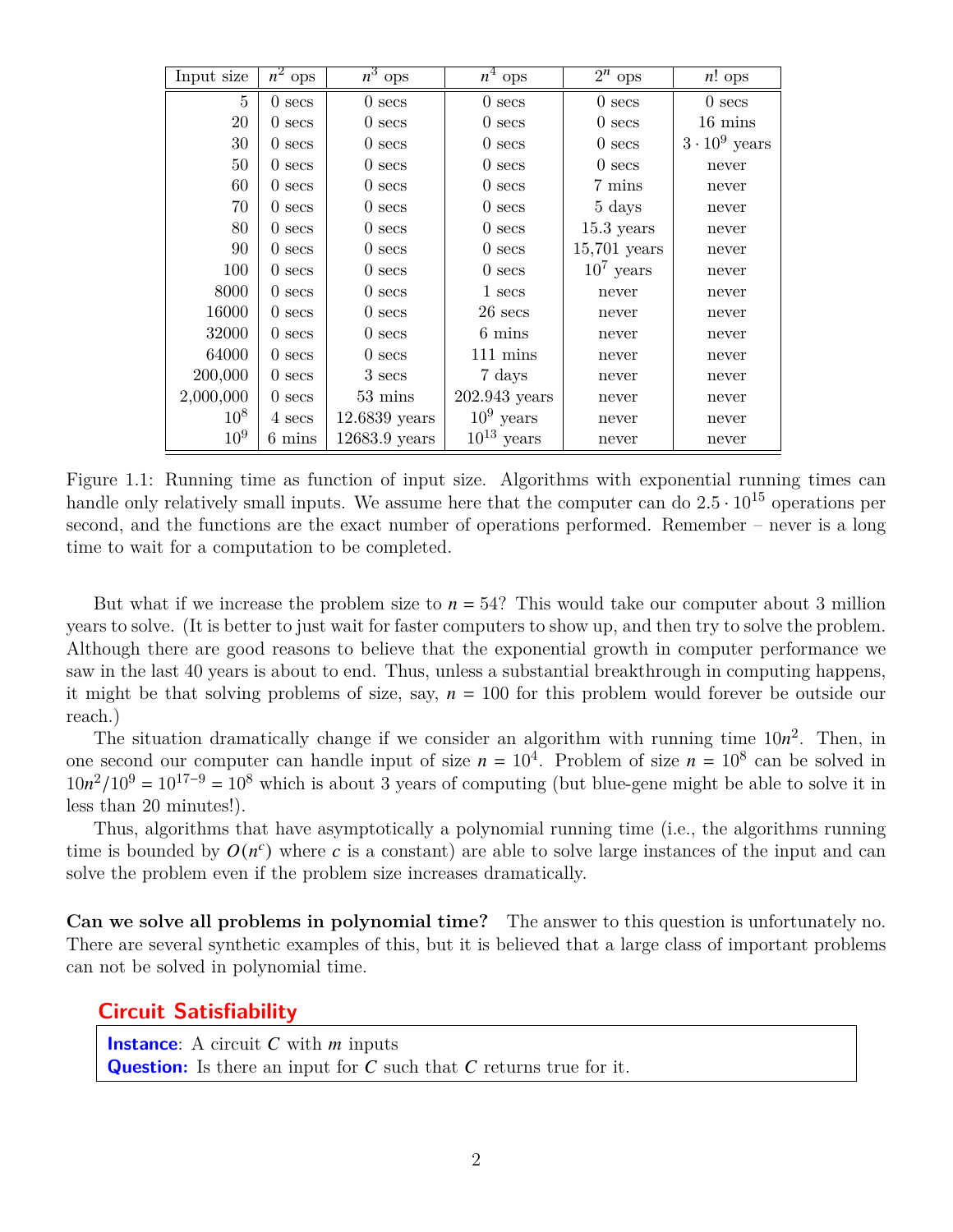| Input size | $n^2$ ops | $n^3$ ops | $n^4$ ops | $2^n$ ops | $n!$ ops |
|---|---|---|---|---|---|
| 5 | 0 secs | 0 secs | 0 secs | 0 secs | 0 secs |
| 20 | 0 secs | 0 secs | 0 secs | 0 secs | 16 mins |
| 30 | 0 secs | 0 secs | 0 secs | 0 secs | $3 \cdot 10^9$ years |
| 50 | 0 secs | 0 secs | 0 secs | 0 secs | never |
| 60 | 0 secs | 0 secs | 0 secs | 7 mins | never |
| 70 | 0 secs | 0 secs | 0 secs | 5 days | never |
| 80 | 0 secs | 0 secs | 0 secs | 15.3 years | never |
| 90 | 0 secs | 0 secs | 0 secs | 15,701 years | never |
| 100 | 0 secs | 0 secs | 0 secs | $10^7$ years | never |
| 8000 | 0 secs | 0 secs | 1 secs | never | never |
| 16000 | 0 secs | 0 secs | 26 secs | never | never |
| 32000 | 0 secs | 0 secs | 6 mins | never | never |
| 64000 | 0 secs | 0 secs | 111 mins | never | never |
| 200,000 | 0 secs | 3 secs | 7 days | never | never |
| 2,000,000 | 0 secs | 53 mins | 202.943 years | never | never |
| $10^8$ | 4 secs | 12.6839 years | $10^9$ years | never | never |
| $10^9$ | 6 mins | 12683.9 years | $10^{13}$ years | never | never |

Figure 1.1: Running time as function of input size. Algorithms with exponential running times can handle only relatively small inputs. We assume here that the computer can do $2.5 \cdot 10^{15}$ operations per second, and the functions are the exact number of operations performed. Remember – never is a long time to wait for a computation to be completed.

But what if we increase the problem size to $n = 54$? This would take our computer about 3 million years to solve. (It is better to just wait for faster computers to show up, and then try to solve the problem. Although there are good reasons to believe that the exponential growth in computer performance we saw in the last 40 years is about to end. Thus, unless a substantial breakthrough in computing happens, it might be that solving problems of size, say, $n = 100$ for this problem would forever be outside our reach.)

The situation dramatically change if we consider an algorithm with running time $10n^2$. Then, in one second our computer can handle input of size $n = 10^4$. Problem of size $n = 10^8$ can be solved in $10n^2/10^9 = 10^{17-9} = 10^8$ which is about 3 years of computing (but blue-gene might be able to solve it in less than 20 minutes!).

Thus, algorithms that have asymptotically a polynomial running time (i.e., the algorithms running time is bounded by $O(n^c)$ where $c$ is a constant) are able to solve large instances of the input and can solve the problem even if the problem size increases dramatically.

**Can we solve all problems in polynomial time?** The answer to this question is unfortunately no. There are several synthetic examples of this, but it is believed that a large class of important problems can not be solved in polynomial time.

### Circuit Satisfiability

**Instance**: A circuit $C$ with $m$ inputs
**Question:** Is there an input for $C$ such that $C$ returns true for it.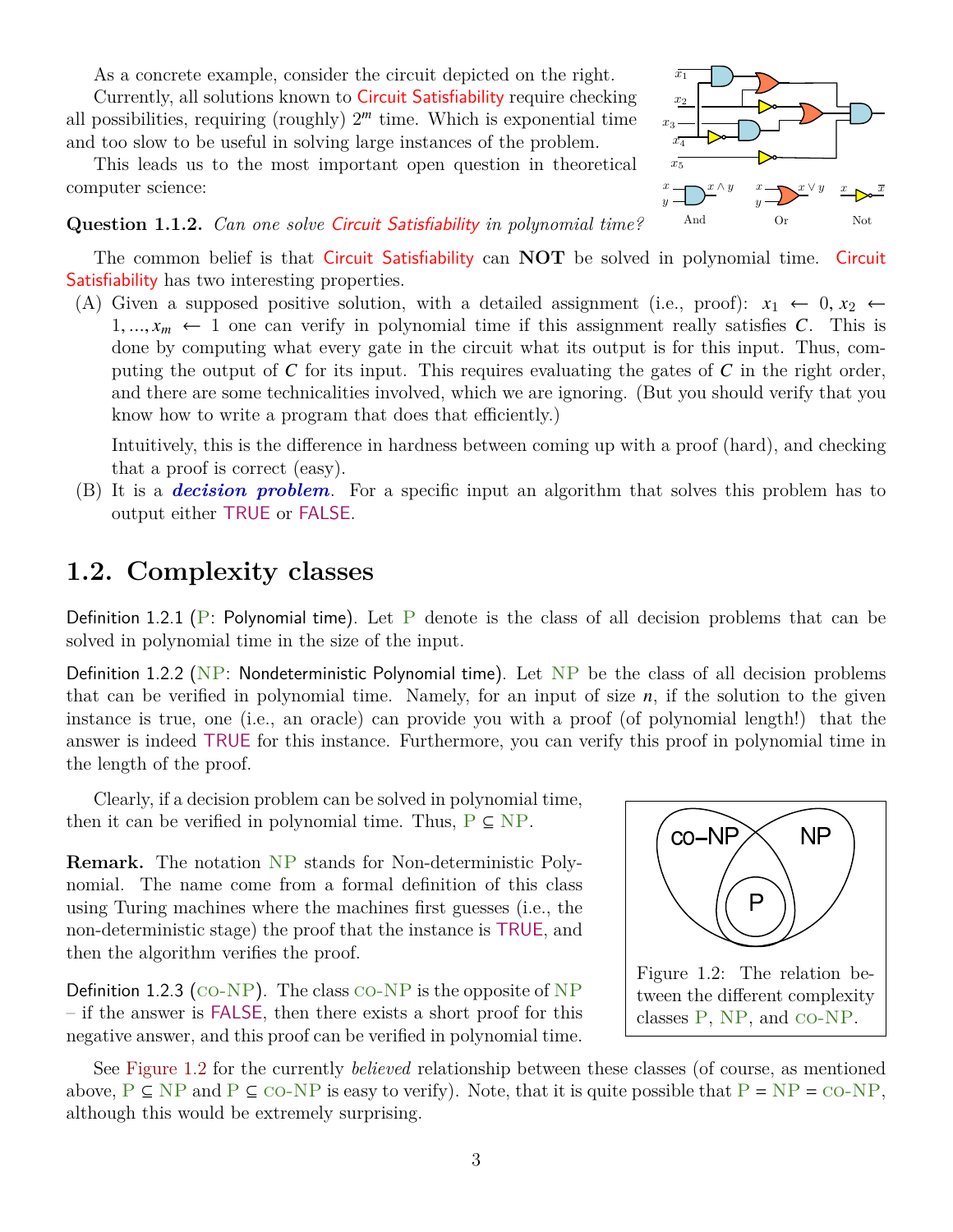As a concrete example, consider the circuit depicted on the right.

Currently, all solutions known to Circuit Satisfiability require checking all possibilities, requiring (roughly) $2^m$ time. Which is exponential time and too slow to be useful in solving large instances of the problem.

This leads us to the most important open question in theoretical computer science:

**Question 1.1.2.** *Can one solve Circuit Satisfiability in polynomial time?*

The common belief is that Circuit Satisfiability can **NOT** be solved in polynomial time. Circuit Satisfiability has two interesting properties.

(A) Given a supposed positive solution, with a detailed assignment (i.e., proof): $x_1 \leftarrow 0, x_2 \leftarrow 1, \ldots, x_m \leftarrow 1$ one can verify in polynomial time if this assignment really satisfies $C$. This is done by computing what every gate in the circuit what its output is for this input. Thus, computing the output of $C$ for its input. This requires evaluating the gates of $C$ in the right order, and there are some technicalities involved, which we are ignoring. (But you should verify that you know how to write a program that does that efficiently.)

   Intuitively, this is the difference in hardness between coming up with a proof (hard), and checking that a proof is correct (easy).

(B) It is a ***decision problem***. For a specific input an algorithm that solves this problem has to output either TRUE or FALSE.

## 1.2. Complexity classes

Definition 1.2.1 (P: Polynomial time). Let P denote is the class of all decision problems that can be solved in polynomial time in the size of the input.

Definition 1.2.2 (NP: Nondeterministic Polynomial time). Let NP be the class of all decision problems that can be verified in polynomial time. Namely, for an input of size $n$, if the solution to the given instance is true, one (i.e., an oracle) can provide you with a proof (of polynomial length!) that the answer is indeed TRUE for this instance. Furthermore, you can verify this proof in polynomial time in the length of the proof.

Clearly, if a decision problem can be solved in polynomial time, then it can be verified in polynomial time. Thus, P ⊆ NP.

**Remark.** The notation NP stands for Non-deterministic Polynomial. The name come from a formal definition of this class using Turing machines where the machines first guesses (i.e., the non-deterministic stage) the proof that the instance is TRUE, and then the algorithm verifies the proof.

Definition 1.2.3 (co-NP). The class co-NP is the opposite of NP – if the answer is FALSE, then there exists a short proof for this negative answer, and this proof can be verified in polynomial time.

Figure 1.2: The relation between the different complexity classes P, NP, and co-NP.

See Figure 1.2 for the currently *believed* relationship between these classes (of course, as mentioned above, P ⊆ NP and P ⊆ co-NP is easy to verify). Note, that it is quite possible that P = NP = co-NP, although this would be extremely surprising.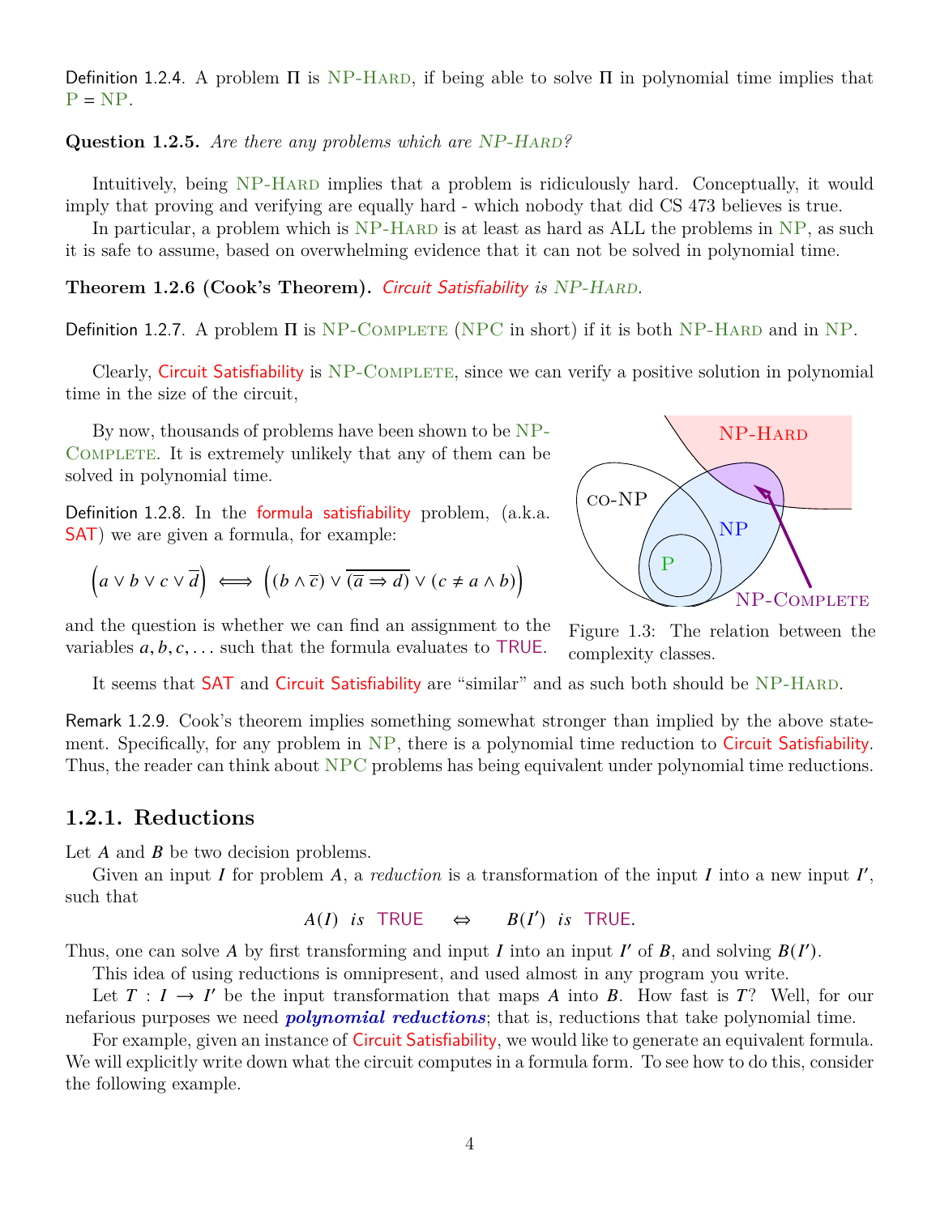Definition 1.2.4. A problem $\Pi$ is NP-Hard, if being able to solve $\Pi$ in polynomial time implies that P = NP.

**Question 1.2.5.** *Are there any problems which are NP-Hard?*

Intuitively, being NP-Hard implies that a problem is ridiculously hard. Conceptually, it would imply that proving and verifying are equally hard - which nobody that did CS 473 believes is true.

In particular, a problem which is NP-Hard is at least as hard as ALL the problems in NP, as such it is safe to assume, based on overwhelming evidence that it can not be solved in polynomial time.

**Theorem 1.2.6 (Cook's Theorem).** *Circuit Satisfiability is NP-Hard.*

Definition 1.2.7. A problem $\Pi$ is NP-Complete (NPC in short) if it is both NP-Hard and in NP.

Clearly, Circuit Satisfiability is NP-Complete, since we can verify a positive solution in polynomial time in the size of the circuit,

By now, thousands of problems have been shown to be NP-Complete. It is extremely unlikely that any of them can be solved in polynomial time.

Figure 1.3: The relation between the complexity classes.

Definition 1.2.8. In the formula satisfiability problem, (a.k.a. SAT) we are given a formula, for example:

$$\left(a \vee b \vee c \vee \overline{d}\right) \iff \left((b \wedge \overline{c}) \vee \overline{(\overline{a} \Rightarrow d)} \vee (c \neq a \wedge b)\right)$$

and the question is whether we can find an assignment to the variables $a, b, c, \ldots$ such that the formula evaluates to TRUE.

It seems that SAT and Circuit Satisfiability are "similar" and as such both should be NP-Hard.

Remark 1.2.9. Cook's theorem implies something somewhat stronger than implied by the above statement. Specifically, for any problem in NP, there is a polynomial time reduction to Circuit Satisfiability. Thus, the reader can think about NPC problems has being equivalent under polynomial time reductions.

### 1.2.1. Reductions

Let $A$ and $B$ be two decision problems.

Given an input $I$ for problem $A$, a *reduction* is a transformation of the input $I$ into a new input $I'$, such that

$$A(I) \textit{ is } \mathsf{TRUE} \quad \Leftrightarrow \quad B(I') \textit{ is } \mathsf{TRUE}.$$

Thus, one can solve $A$ by first transforming and input $I$ into an input $I'$ of $B$, and solving $B(I')$.

This idea of using reductions is omnipresent, and used almost in any program you write.

Let $T : I \rightarrow I'$ be the input transformation that maps $A$ into $B$. How fast is $T$? Well, for our nefarious purposes we need ***polynomial reductions***; that is, reductions that take polynomial time.

For example, given an instance of Circuit Satisfiability, we would like to generate an equivalent formula. We will explicitly write down what the circuit computes in a formula form. To see how to do this, consider the following example.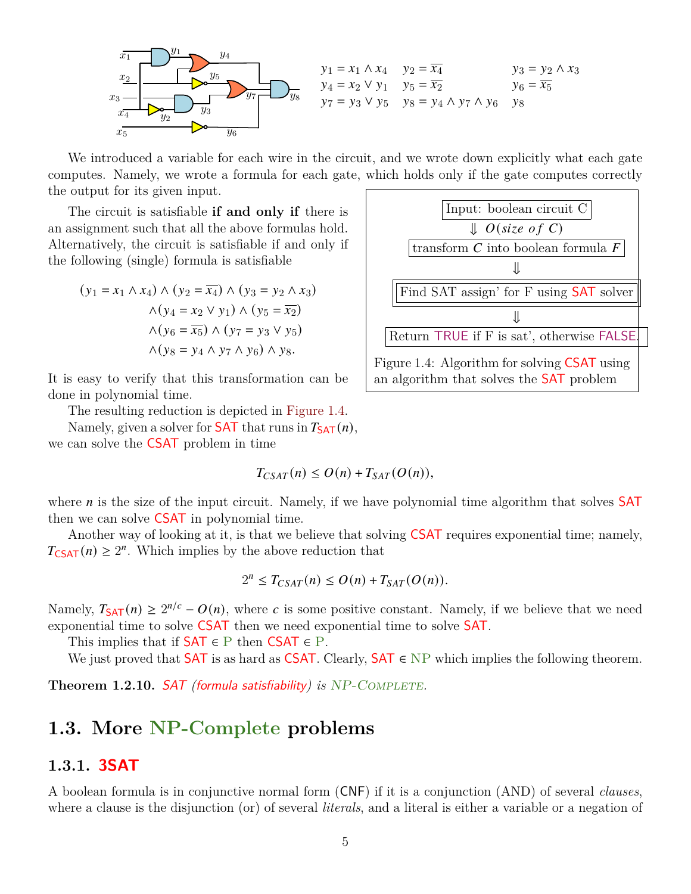$$y_1 = x_1 \wedge x_4 \quad y_2 = \overline{x_4} \quad y_3 = y_2 \wedge x_3$$
$$y_4 = x_2 \vee y_1 \quad y_5 = \overline{x_2} \quad y_6 = \overline{x_5}$$
$$y_7 = y_3 \vee y_5 \quad y_8 = y_4 \wedge y_7 \wedge y_6 \quad y_8$$

We introduced a variable for each wire in the circuit, and we wrote down explicitly what each gate computes. Namely, we wrote a formula for each gate, which holds only if the gate computes correctly the output for its given input.

The circuit is satisfiable **if and only if** there is an assignment such that all the above formulas hold. Alternatively, the circuit is satisfiable if and only if the following (single) formula is satisfiable

$$
\begin{aligned}
(y_1 = x_1 \wedge x_4) \wedge (y_2 = \overline{x_4}) \wedge (y_3 = y_2 \wedge x_3) \\
\wedge (y_4 = x_2 \vee y_1) \wedge (y_5 = \overline{x_2}) \\
\wedge (y_6 = \overline{x_5}) \wedge (y_7 = y_3 \vee y_5) \\
\wedge (y_8 = y_4 \wedge y_7 \wedge y_6) \wedge y_8.
\end{aligned}
$$

It is easy to verify that this transformation can be done in polynomial time.

Input: boolean circuit C
⇓ $O(size\ of\ C)$
transform $C$ into boolean formula $F$
⇓
Find SAT assign' for F using SAT solver
⇓
Return TRUE if F is sat', otherwise FALSE.

Figure 1.4: Algorithm for solving CSAT using an algorithm that solves the SAT problem

The resulting reduction is depicted in Figure 1.4.

Namely, given a solver for SAT that runs in $T_{\mathsf{SAT}}(n)$, we can solve the CSAT problem in time

$$T_{CSAT}(n) \leq O(n) + T_{SAT}(O(n)),$$

where $n$ is the size of the input circuit. Namely, if we have polynomial time algorithm that solves SAT then we can solve CSAT in polynomial time.

Another way of looking at it, is that we believe that solving CSAT requires exponential time; namely, $T_{\mathsf{CSAT}}(n) \geq 2^n$. Which implies by the above reduction that

$$2^n \leq T_{CSAT}(n) \leq O(n) + T_{SAT}(O(n)).$$

Namely, $T_{\mathsf{SAT}}(n) \geq 2^{n/c} - O(n)$, where $c$ is some positive constant. Namely, if we believe that we need exponential time to solve CSAT then we need exponential time to solve SAT.

This implies that if SAT $\in$ P then CSAT $\in$ P.

We just proved that SAT is as hard as CSAT. Clearly, SAT $\in$ NP which implies the following theorem.

**Theorem 1.2.10.** *SAT (formula satisfiability) is NP-Complete.*

## 1.3. More NP-Complete problems

### 1.3.1. 3SAT

A boolean formula is in conjunctive normal form (CNF) if it is a conjunction (AND) of several *clauses*, where a clause is the disjunction (or) of several *literals*, and a literal is either a variable or a negation of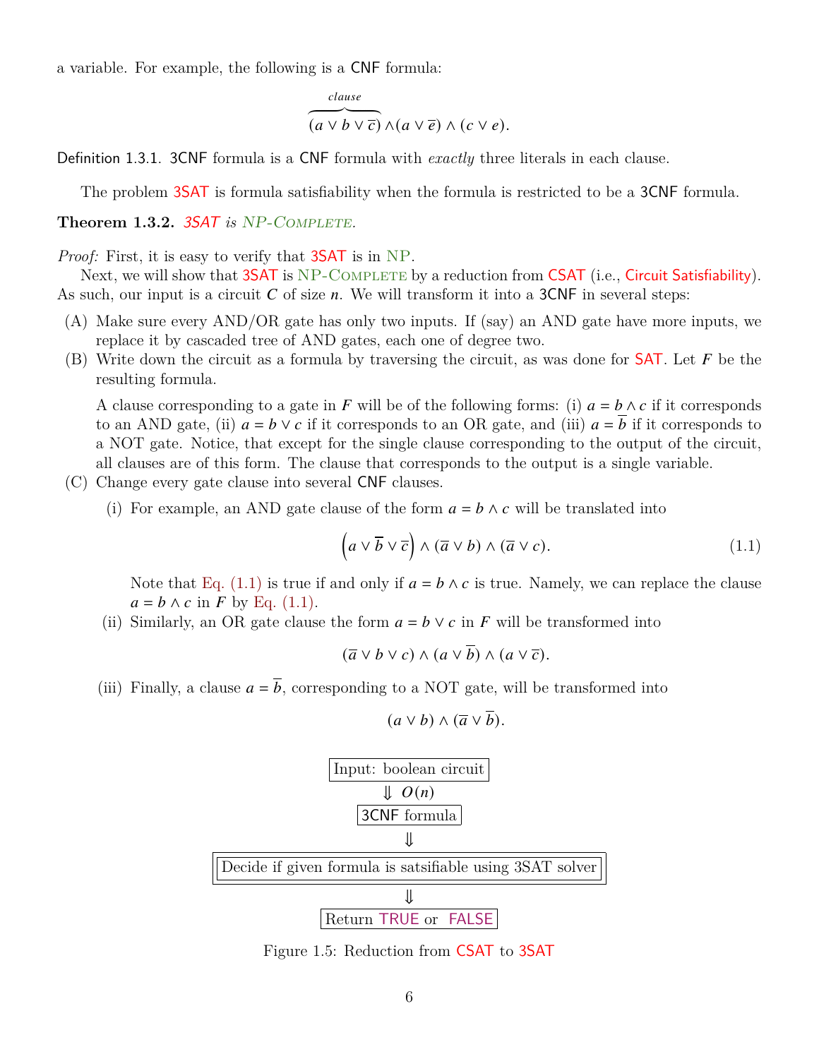a variable. For example, the following is a CNF formula:

$$\overbrace{(a \vee b \vee \overline{c})}^{clause} \wedge (a \vee \overline{e}) \wedge (c \vee e).$$

Definition 1.3.1. 3CNF formula is a CNF formula with *exactly* three literals in each clause.

The problem 3SAT is formula satisfiability when the formula is restricted to be a 3CNF formula.

**Theorem 1.3.2.** *3SAT is NP-Complete.*

*Proof:* First, it is easy to verify that 3SAT is in NP.

Next, we will show that 3SAT is NP-Complete by a reduction from CSAT (i.e., Circuit Satisfiability). As such, our input is a circuit $C$ of size $n$. We will transform it into a 3CNF in several steps:

(A) Make sure every AND/OR gate has only two inputs. If (say) an AND gate have more inputs, we replace it by cascaded tree of AND gates, each one of degree two.

(B) Write down the circuit as a formula by traversing the circuit, as was done for SAT. Let $F$ be the resulting formula.

A clause corresponding to a gate in $F$ will be of the following forms: (i) $a = b \wedge c$ if it corresponds to an AND gate, (ii) $a = b \vee c$ if it corresponds to an OR gate, and (iii) $a = \overline{b}$ if it corresponds to a NOT gate. Notice, that except for the single clause corresponding to the output of the circuit, all clauses are of this form. The clause that corresponds to the output is a single variable.

(C) Change every gate clause into several CNF clauses.

(i) For example, an AND gate clause of the form $a = b \wedge c$ will be translated into

$$\left(a \vee \overline{b} \vee \overline{c}\right) \wedge (\overline{a} \vee b) \wedge (\overline{a} \vee c). \tag{1.1}$$

Note that Eq. (1.1) is true if and only if $a = b \wedge c$ is true. Namely, we can replace the clause $a = b \wedge c$ in $F$ by Eq. (1.1).

(ii) Similarly, an OR gate clause the form $a = b \vee c$ in $F$ will be transformed into

$$(\overline{a} \vee b \vee c) \wedge (a \vee \overline{b}) \wedge (a \vee \overline{c}).$$

(iii) Finally, a clause $a = \overline{b}$, corresponding to a NOT gate, will be transformed into

$$(a \vee b) \wedge (\overline{a} \vee \overline{b}).$$

Input: boolean circuit
⇓ $O(n)$
3CNF formula
⇓
Decide if given formula is satsifiable using 3SAT solver
⇓
Return TRUE or FALSE

Figure 1.5: Reduction from CSAT to 3SAT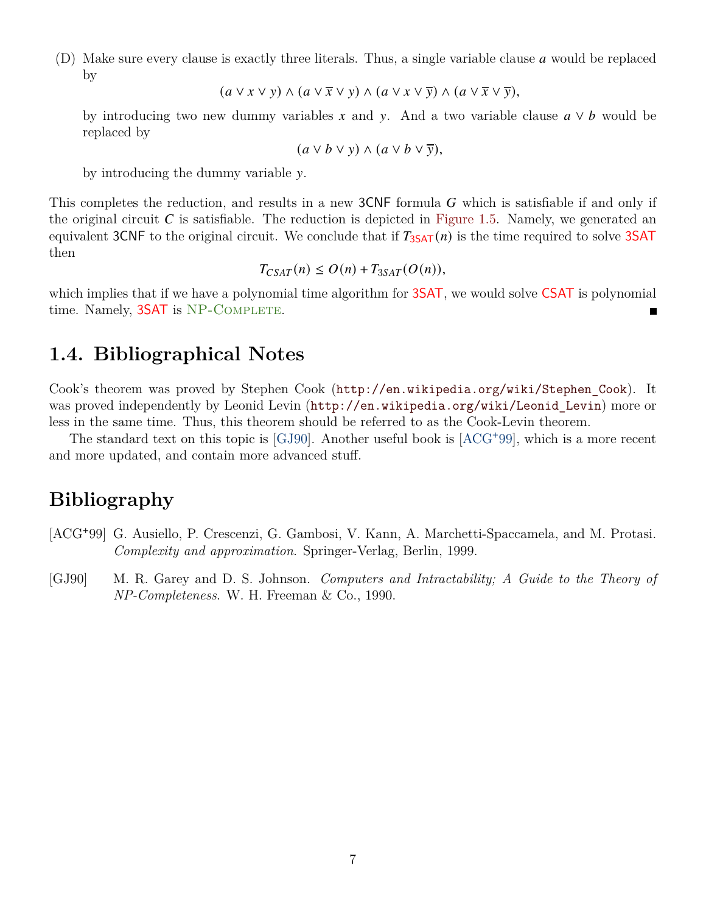(D) Make sure every clause is exactly three literals. Thus, a single variable clause $a$ would be replaced by

$$(a \vee x \vee y) \wedge (a \vee \overline{x} \vee y) \wedge (a \vee x \vee \overline{y}) \wedge (a \vee \overline{x} \vee \overline{y}),$$

by introducing two new dummy variables $x$ and $y$. And a two variable clause $a \vee b$ would be replaced by

$$(a \vee b \vee y) \wedge (a \vee b \vee \overline{y}),$$

by introducing the dummy variable $y$.

This completes the reduction, and results in a new 3CNF formula $G$ which is satisfiable if and only if the original circuit $C$ is satisfiable. The reduction is depicted in Figure 1.5. Namely, we generated an equivalent 3CNF to the original circuit. We conclude that if $T_{\mathsf{3SAT}}(n)$ is the time required to solve 3SAT then

$$T_{CSAT}(n) \leq O(n) + T_{3SAT}(O(n)),$$

which implies that if we have a polynomial time algorithm for 3SAT, we would solve CSAT is polynomial time. Namely, 3SAT is NP-Complete. ∎

## 1.4. Bibliographical Notes

Cook's theorem was proved by Stephen Cook (http://en.wikipedia.org/wiki/Stephen_Cook). It was proved independently by Leonid Levin (http://en.wikipedia.org/wiki/Leonid_Levin) more or less in the same time. Thus, this theorem should be referred to as the Cook-Levin theorem.

The standard text on this topic is [GJ90]. Another useful book is [ACG+99], which is a more recent and more updated, and contain more advanced stuff.

## Bibliography

[ACG+99] G. Ausiello, P. Crescenzi, G. Gambosi, V. Kann, A. Marchetti-Spaccamela, and M. Protasi. *Complexity and approximation*. Springer-Verlag, Berlin, 1999.

[GJ90] M. R. Garey and D. S. Johnson. *Computers and Intractability; A Guide to the Theory of NP-Completeness*. W. H. Freeman & Co., 1990.